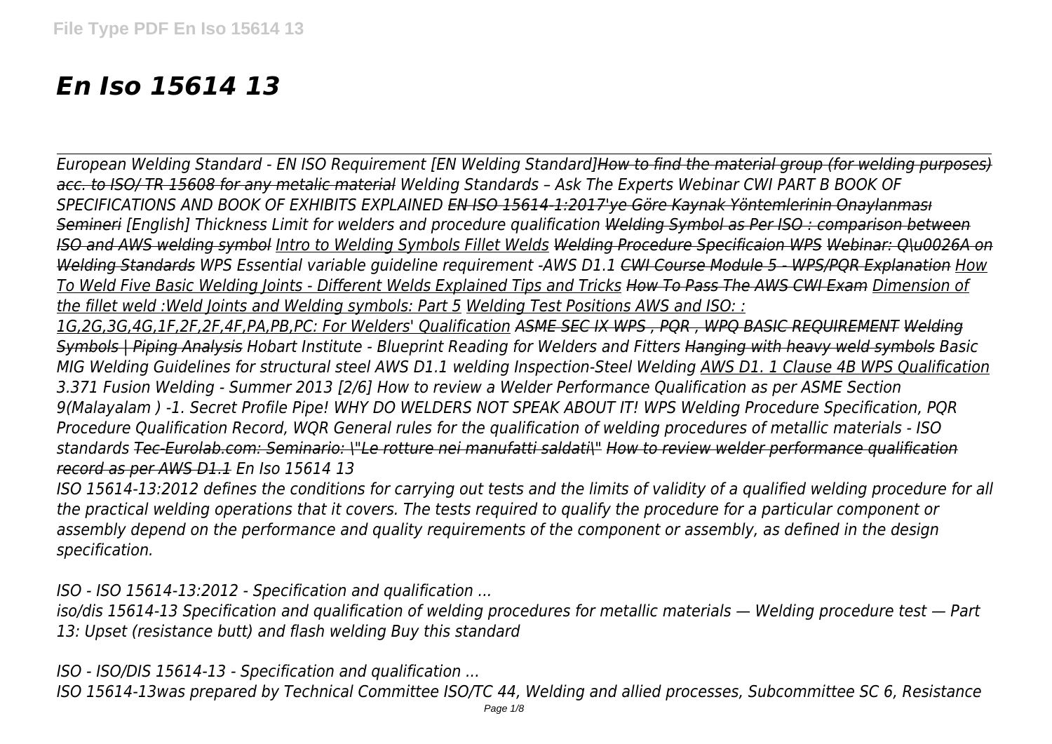# *En Iso 15614 13*

*European Welding Standard - EN ISO Requirement [EN Welding Standard]How to find the material group (for welding purposes) acc. to ISO/ TR 15608 for any metalic material Welding Standards – Ask The Experts Webinar CWI PART B BOOK OF SPECIFICATIONS AND BOOK OF EXHIBITS EXPLAINED EN ISO 15614-1:2017'ye Göre Kaynak Yöntemlerinin Onaylanması Semineri [English] Thickness Limit for welders and procedure qualification Welding Symbol as Per ISO : comparison between ISO and AWS welding symbol Intro to Welding Symbols Fillet Welds Welding Procedure Specificaion WPS Webinar: Q\u0026A on Welding Standards WPS Essential variable guideline requirement -AWS D1.1 CWI Course Module 5 - WPS/PQR Explanation How To Weld Five Basic Welding Joints - Different Welds Explained Tips and Tricks How To Pass The AWS CWI Exam Dimension of the fillet weld :Weld Joints and Welding symbols: Part 5 Welding Test Positions AWS and ISO: : 1G,2G,3G,4G,1F,2F,2F,4F,PA,PB,PC: For Welders' Qualification ASME SEC IX WPS , PQR , WPQ BASIC REQUIREMENT Welding Symbols | Piping Analysis Hobart Institute - Blueprint Reading for Welders and Fitters Hanging with heavy weld symbols Basic MIG Welding Guidelines for structural steel AWS D1.1 welding Inspection-Steel Welding AWS D1. 1 Clause 4B WPS Qualification 3.371 Fusion Welding - Summer 2013 [2/6] How to review a Welder Performance Qualification as per ASME Section 9(Malayalam ) -1. Secret Profile Pipe! WHY DO WELDERS NOT SPEAK ABOUT IT! WPS Welding Procedure Specification, PQR Procedure Qualification Record, WQR General rules for the qualification of welding procedures of metallic materials - ISO standards Tec-Eurolab.com: Seminario: \"Le rotture nei manufatti saldati\" How to review welder performance qualification record as per AWS D1.1 En Iso 15614 13*

*ISO 15614-13:2012 defines the conditions for carrying out tests and the limits of validity of a qualified welding procedure for all the practical welding operations that it covers. The tests required to qualify the procedure for a particular component or assembly depend on the performance and quality requirements of the component or assembly, as defined in the design specification.*

*ISO - ISO 15614-13:2012 - Specification and qualification ...*

*iso/dis 15614-13 Specification and qualification of welding procedures for metallic materials — Welding procedure test — Part 13: Upset (resistance butt) and flash welding Buy this standard*

*ISO - ISO/DIS 15614-13 - Specification and qualification ...*

*ISO 15614-13was prepared by Technical Committee ISO/TC 44, Welding and allied processes, Subcommittee SC 6, Resistance*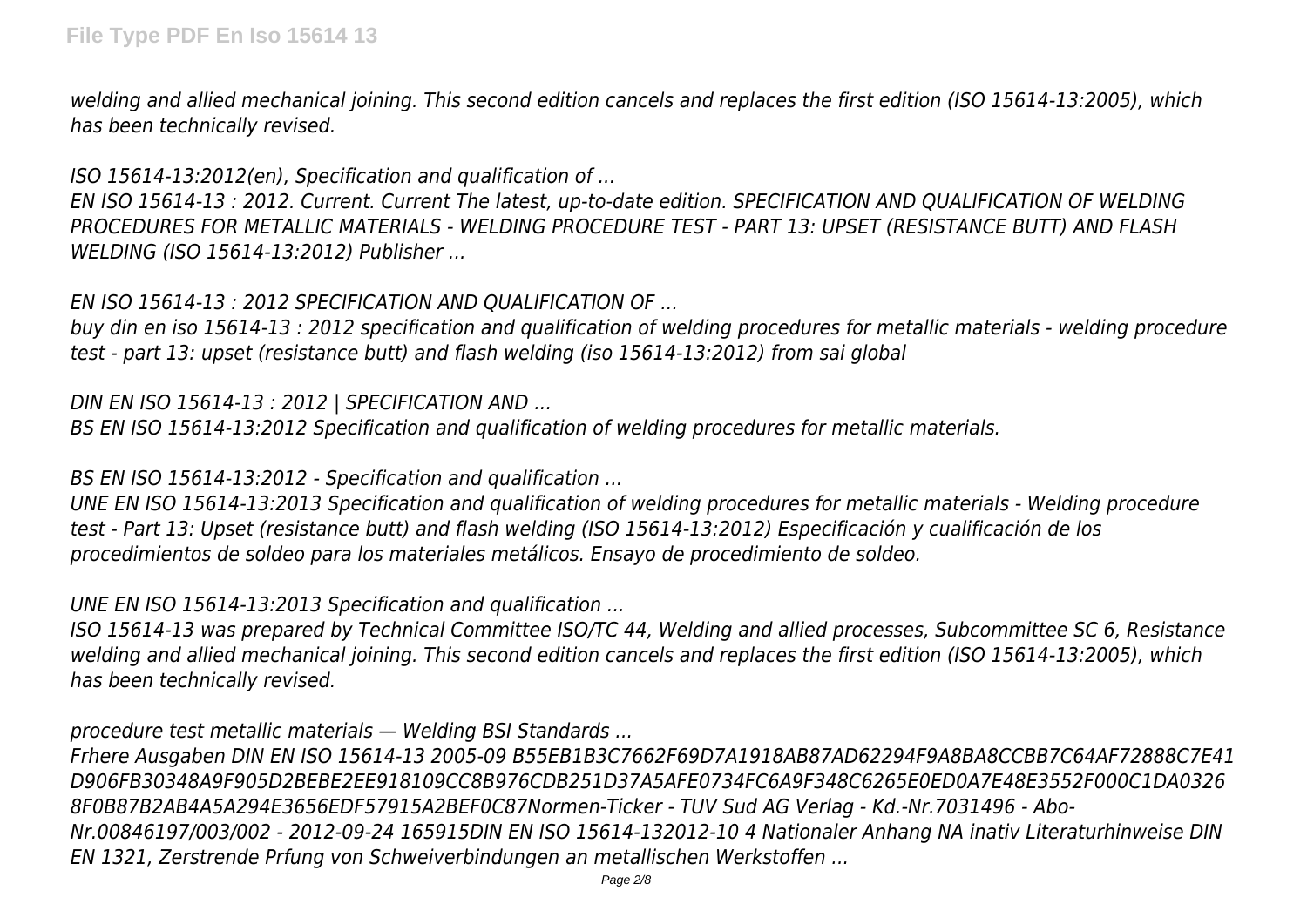*welding and allied mechanical joining. This second edition cancels and replaces the first edition (ISO 15614-13:2005), which has been technically revised.*

*ISO 15614-13:2012(en), Specification and qualification of ...*

*EN ISO 15614-13 : 2012. Current. Current The latest, up-to-date edition. SPECIFICATION AND QUALIFICATION OF WELDING PROCEDURES FOR METALLIC MATERIALS - WELDING PROCEDURE TEST - PART 13: UPSET (RESISTANCE BUTT) AND FLASH WELDING (ISO 15614-13:2012) Publisher ...*

*EN ISO 15614-13 : 2012 SPECIFICATION AND QUALIFICATION OF ...*

*buy din en iso 15614-13 : 2012 specification and qualification of welding procedures for metallic materials - welding procedure test - part 13: upset (resistance butt) and flash welding (iso 15614-13:2012) from sai global*

*DIN EN ISO 15614-13 : 2012 | SPECIFICATION AND ...*

*BS EN ISO 15614-13:2012 Specification and qualification of welding procedures for metallic materials.*

*BS EN ISO 15614-13:2012 - Specification and qualification ...*

*UNE EN ISO 15614-13:2013 Specification and qualification of welding procedures for metallic materials - Welding procedure test - Part 13: Upset (resistance butt) and flash welding (ISO 15614-13:2012) Especificación y cualificación de los procedimientos de soldeo para los materiales metálicos. Ensayo de procedimiento de soldeo.*

*UNE EN ISO 15614-13:2013 Specification and qualification ...*

*ISO 15614-13 was prepared by Technical Committee ISO/TC 44, Welding and allied processes, Subcommittee SC 6, Resistance welding and allied mechanical joining. This second edition cancels and replaces the first edition (ISO 15614-13:2005), which has been technically revised.*

*procedure test metallic materials — Welding BSI Standards ...*

*Frhere Ausgaben DIN EN ISO 15614-13 2005-09 B55EB1B3C7662F69D7A1918AB87AD62294F9A8BA8CCBB7C64AF72888C7E41D906FB30348A9F905D2BEBE2EE918109CC8B976CDB251D37A5AFE0734FC6A9F348C6265E0ED0A7E48E3552F000C1DA0326 8F0B87B2AB4A5A294E3656EDF57915A2BEF0C87Normen-Ticker - TUV Sud AG Verlag - Kd.-Nr.7031496 - Abo-Nr.00846197/003/002 - 2012-09-24 165915DIN EN ISO 15614-132012-10 4 Nationaler Anhang NA inativ Literaturhinweise DIN EN 1321, Zerstrende Prfung von Schweiverbindungen an metallischen Werkstoffen ...*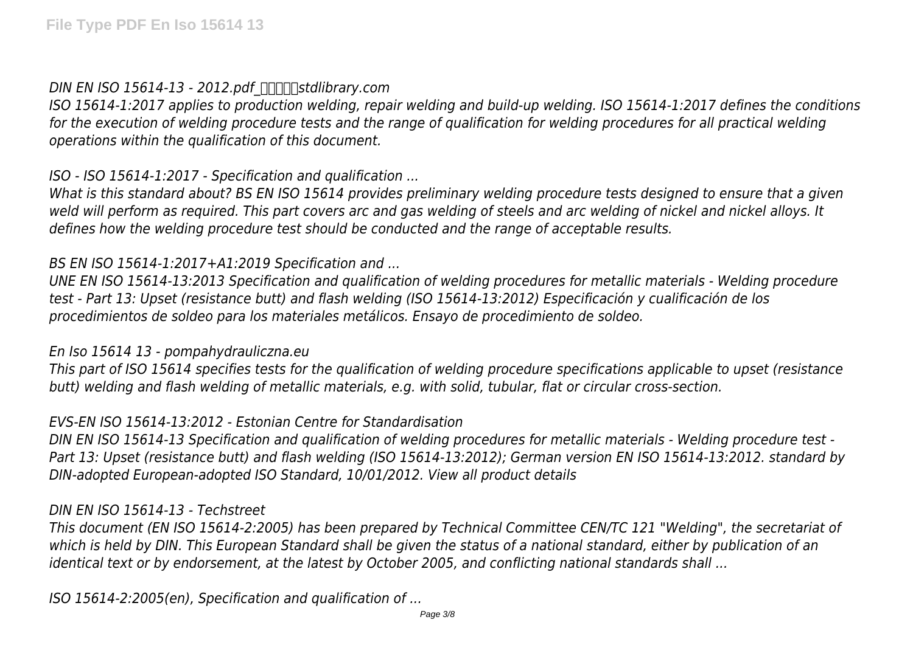*DIN EN ISO 15614-13 - 2012.pdf_蜂蜜标准stdlibrary.com*

*ISO 15614-1:2017 applies to production welding, repair welding and build-up welding. ISO 15614-1:2017 defines the conditions for the execution of welding procedure tests and the range of qualification for welding procedures for all practical welding operations within the qualification of this document.*

*ISO - ISO 15614-1:2017 - Specification and qualification ...*

*What is this standard about? BS EN ISO 15614 provides preliminary welding procedure tests designed to ensure that a given weld will perform as required. This part covers arc and gas welding of steels and arc welding of nickel and nickel alloys. It defines how the welding procedure test should be conducted and the range of acceptable results.*

*BS EN ISO 15614-1:2017+A1:2019 Specification and ...*

*UNE EN ISO 15614-13:2013 Specification and qualification of welding procedures for metallic materials - Welding procedure test - Part 13: Upset (resistance butt) and flash welding (ISO 15614-13:2012) Especificación y cualificación de los procedimientos de soldeo para los materiales metálicos. Ensayo de procedimiento de soldeo.*

*En Iso 15614 13 - pompahydrauliczna.eu*

*This part of ISO 15614 specifies tests for the qualification of welding procedure specifications applicable to upset (resistance butt) welding and flash welding of metallic materials, e.g. with solid, tubular, flat or circular cross-section.*

*EVS-EN ISO 15614-13:2012 - Estonian Centre for Standardisation*

*DIN EN ISO 15614-13 Specification and qualification of welding procedures for metallic materials - Welding procedure test - Part 13: Upset (resistance butt) and flash welding (ISO 15614-13:2012); German version EN ISO 15614-13:2012. standard by DIN-adopted European-adopted ISO Standard, 10/01/2012. View all product details*

*DIN EN ISO 15614-13 - Techstreet*

*This document (EN ISO 15614-2:2005) has been prepared by Technical Committee CEN/TC 121 "Welding", the secretariat of which is held by DIN. This European Standard shall be given the status of a national standard, either by publication of an identical text or by endorsement, at the latest by October 2005, and conflicting national standards shall ...*

*ISO 15614-2:2005(en), Specification and qualification of ...*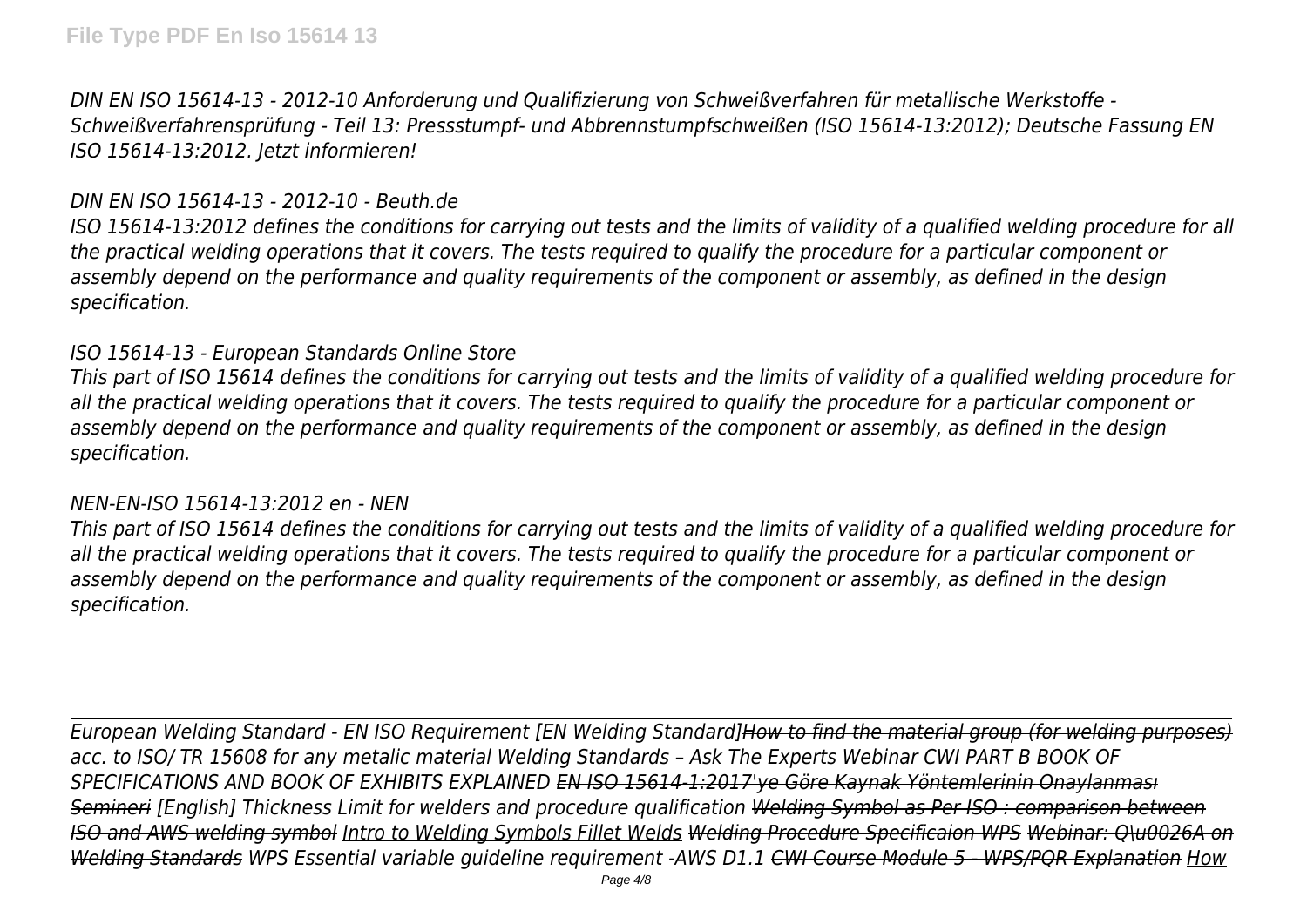*DIN EN ISO 15614-13 - 2012-10 Anforderung und Qualifizierung von Schweißverfahren für metallische Werkstoffe - Schweißverfahrensprüfung - Teil 13: Pressstumpf- und Abbrennstumpfschweißen (ISO 15614-13:2012); Deutsche Fassung EN ISO 15614-13:2012. Jetzt informieren!*

*DIN EN ISO 15614-13 - 2012-10 - Beuth.de*

*ISO 15614-13:2012 defines the conditions for carrying out tests and the limits of validity of a qualified welding procedure for all the practical welding operations that it covers. The tests required to qualify the procedure for a particular component or assembly depend on the performance and quality requirements of the component or assembly, as defined in the design specification.*

*ISO 15614-13 - European Standards Online Store*

*This part of ISO 15614 defines the conditions for carrying out tests and the limits of validity of a qualified welding procedure for all the practical welding operations that it covers. The tests required to qualify the procedure for a particular component or assembly depend on the performance and quality requirements of the component or assembly, as defined in the design specification.*

*NEN-EN-ISO 15614-13:2012 en - NEN*

*This part of ISO 15614 defines the conditions for carrying out tests and the limits of validity of a qualified welding procedure for all the practical welding operations that it covers. The tests required to qualify the procedure for a particular component or assembly depend on the performance and quality requirements of the component or assembly, as defined in the design specification.*

---

*European Welding Standard - EN ISO Requirement [EN Welding Standard]How to find the material group (for welding purposes) acc. to ISO/ TR 15608 for any metalic material Welding Standards – Ask The Experts Webinar CWI PART B BOOK OF SPECIFICATIONS AND BOOK OF EXHIBITS EXPLAINED EN ISO 15614-1:2017'ye Göre Kaynak Yöntemlerinin Onaylanması Semineri [English] Thickness Limit for welders and procedure qualification Welding Symbol as Per ISO : comparison between ISO and AWS welding symbol Intro to Welding Symbols Fillet Welds Welding Procedure Specificaion WPS Webinar: Q\u0026A on Welding Standards WPS Essential variable guideline requirement -AWS D1.1 CWI Course Module 5 - WPS/PQR Explanation How*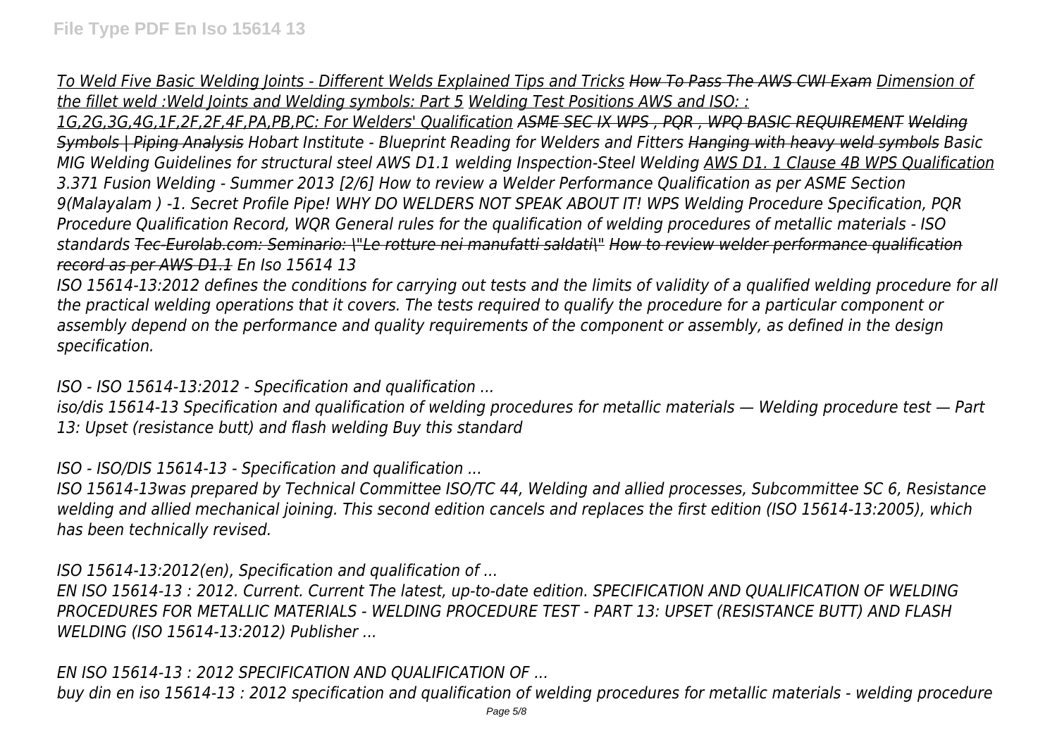*To Weld Five Basic Welding Joints - Different Welds Explained Tips and Tricks How To Pass The AWS CWI Exam Dimension of the fillet weld :Weld Joints and Welding symbols: Part 5 Welding Test Positions AWS and ISO: : 1G,2G,3G,4G,1F,2F,2F,4F,PA,PB,PC: For Welders' Qualification ASME SEC IX WPS , PQR , WPQ BASIC REQUIREMENT Welding Symbols | Piping Analysis Hobart Institute - Blueprint Reading for Welders and Fitters Hanging with heavy weld symbols Basic MIG Welding Guidelines for structural steel AWS D1.1 welding Inspection-Steel Welding AWS D1. 1 Clause 4B WPS Qualification 3.371 Fusion Welding - Summer 2013 [2/6] How to review a Welder Performance Qualification as per ASME Section 9(Malayalam ) -1. Secret Profile Pipe! WHY DO WELDERS NOT SPEAK ABOUT IT! WPS Welding Procedure Specification, PQR Procedure Qualification Record, WQR General rules for the qualification of welding procedures of metallic materials - ISO standards Tec-Eurolab.com: Seminario: \"Le rotture nei manufatti saldati\" How to review welder performance qualification record as per AWS D1.1 En Iso 15614 13*

*ISO 15614-13:2012 defines the conditions for carrying out tests and the limits of validity of a qualified welding procedure for all the practical welding operations that it covers. The tests required to qualify the procedure for a particular component or assembly depend on the performance and quality requirements of the component or assembly, as defined in the design specification.*

*ISO - ISO 15614-13:2012 - Specification and qualification ...*

*iso/dis 15614-13 Specification and qualification of welding procedures for metallic materials — Welding procedure test — Part 13: Upset (resistance butt) and flash welding Buy this standard*

*ISO - ISO/DIS 15614-13 - Specification and qualification ...*

*ISO 15614-13was prepared by Technical Committee ISO/TC 44, Welding and allied processes, Subcommittee SC 6, Resistance welding and allied mechanical joining. This second edition cancels and replaces the first edition (ISO 15614-13:2005), which has been technically revised.*

*ISO 15614-13:2012(en), Specification and qualification of ...*

*EN ISO 15614-13 : 2012. Current. Current The latest, up-to-date edition. SPECIFICATION AND QUALIFICATION OF WELDING PROCEDURES FOR METALLIC MATERIALS - WELDING PROCEDURE TEST - PART 13: UPSET (RESISTANCE BUTT) AND FLASH WELDING (ISO 15614-13:2012) Publisher ...*

*EN ISO 15614-13 : 2012 SPECIFICATION AND QUALIFICATION OF ...*

*buy din en iso 15614-13 : 2012 specification and qualification of welding procedures for metallic materials - welding procedure*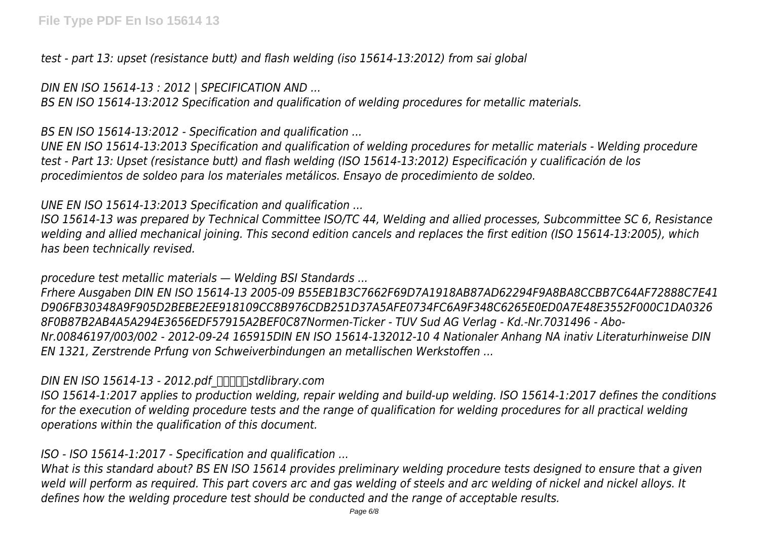*test - part 13: upset (resistance butt) and flash welding (iso 15614-13:2012) from sai global*

*DIN EN ISO 15614-13 : 2012 | SPECIFICATION AND ...*

*BS EN ISO 15614-13:2012 Specification and qualification of welding procedures for metallic materials.*

*BS EN ISO 15614-13:2012 - Specification and qualification ...*

*UNE EN ISO 15614-13:2013 Specification and qualification of welding procedures for metallic materials - Welding procedure test - Part 13: Upset (resistance butt) and flash welding (ISO 15614-13:2012) Especificación y cualificación de los procedimientos de soldeo para los materiales metálicos. Ensayo de procedimiento de soldeo.*

*UNE EN ISO 15614-13:2013 Specification and qualification ...*

*ISO 15614-13 was prepared by Technical Committee ISO/TC 44, Welding and allied processes, Subcommittee SC 6, Resistance welding and allied mechanical joining. This second edition cancels and replaces the first edition (ISO 15614-13:2005), which has been technically revised.*

*procedure test metallic materials — Welding BSI Standards ...*

*Frhere Ausgaben DIN EN ISO 15614-13 2005-09 B55EB1B3C7662F69D7A1918AB87AD62294F9A8BA8CCBB7C64AF72888C7E41D906FB30348A9F905D2BEBE2EE918109CC8B976CDB251D37A5AFE0734FC6A9F348C6265E0ED0A7E48E3552F000C1DA0326 8F0B87B2AB4A5A294E3656EDF57915A2BEF0C87Normen-Ticker - TUV Sud AG Verlag - Kd.-Nr.7031496 - Abo-Nr.00846197/003/002 - 2012-09-24 165915DIN EN ISO 15614-132012-10 4 Nationaler Anhang NA inativ Literaturhinweise DIN EN 1321, Zerstrende Prfung von Schweiverbindungen an metallischen Werkstoffen ...*

*DIN EN ISO 15614-13 - 2012.pdf_□□□□□stdlibrary.com*

*ISO 15614-1:2017 applies to production welding, repair welding and build-up welding. ISO 15614-1:2017 defines the conditions for the execution of welding procedure tests and the range of qualification for welding procedures for all practical welding operations within the qualification of this document.*

*ISO - ISO 15614-1:2017 - Specification and qualification ...*

*What is this standard about? BS EN ISO 15614 provides preliminary welding procedure tests designed to ensure that a given weld will perform as required. This part covers arc and gas welding of steels and arc welding of nickel and nickel alloys. It defines how the welding procedure test should be conducted and the range of acceptable results.*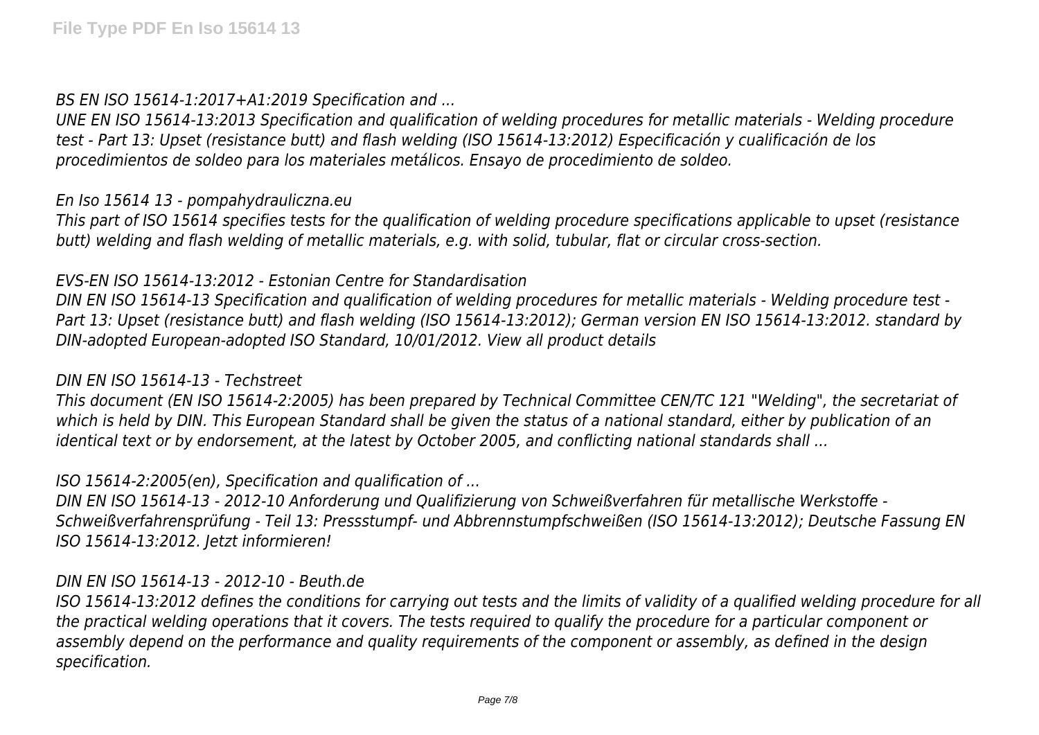*BS EN ISO 15614-1:2017+A1:2019 Specification and ...*

*UNE EN ISO 15614-13:2013 Specification and qualification of welding procedures for metallic materials - Welding procedure test - Part 13: Upset (resistance butt) and flash welding (ISO 15614-13:2012) Especificación y cualificación de los procedimientos de soldeo para los materiales metálicos. Ensayo de procedimiento de soldeo.*

*En Iso 15614 13 - pompahydrauliczna.eu*

*This part of ISO 15614 specifies tests for the qualification of welding procedure specifications applicable to upset (resistance butt) welding and flash welding of metallic materials, e.g. with solid, tubular, flat or circular cross-section.*

*EVS-EN ISO 15614-13:2012 - Estonian Centre for Standardisation*

*DIN EN ISO 15614-13 Specification and qualification of welding procedures for metallic materials - Welding procedure test - Part 13: Upset (resistance butt) and flash welding (ISO 15614-13:2012); German version EN ISO 15614-13:2012. standard by DIN-adopted European-adopted ISO Standard, 10/01/2012. View all product details*

*DIN EN ISO 15614-13 - Techstreet*

*This document (EN ISO 15614-2:2005) has been prepared by Technical Committee CEN/TC 121 "Welding", the secretariat of which is held by DIN. This European Standard shall be given the status of a national standard, either by publication of an identical text or by endorsement, at the latest by October 2005, and conflicting national standards shall ...*

*ISO 15614-2:2005(en), Specification and qualification of ...*

*DIN EN ISO 15614-13 - 2012-10 Anforderung und Qualifizierung von Schweißverfahren für metallische Werkstoffe - Schweißverfahrensprüfung - Teil 13: Pressstumpf- und Abbrennstumpfschweißen (ISO 15614-13:2012); Deutsche Fassung EN ISO 15614-13:2012. Jetzt informieren!*

*DIN EN ISO 15614-13 - 2012-10 - Beuth.de*

*ISO 15614-13:2012 defines the conditions for carrying out tests and the limits of validity of a qualified welding procedure for all the practical welding operations that it covers. The tests required to qualify the procedure for a particular component or assembly depend on the performance and quality requirements of the component or assembly, as defined in the design specification.*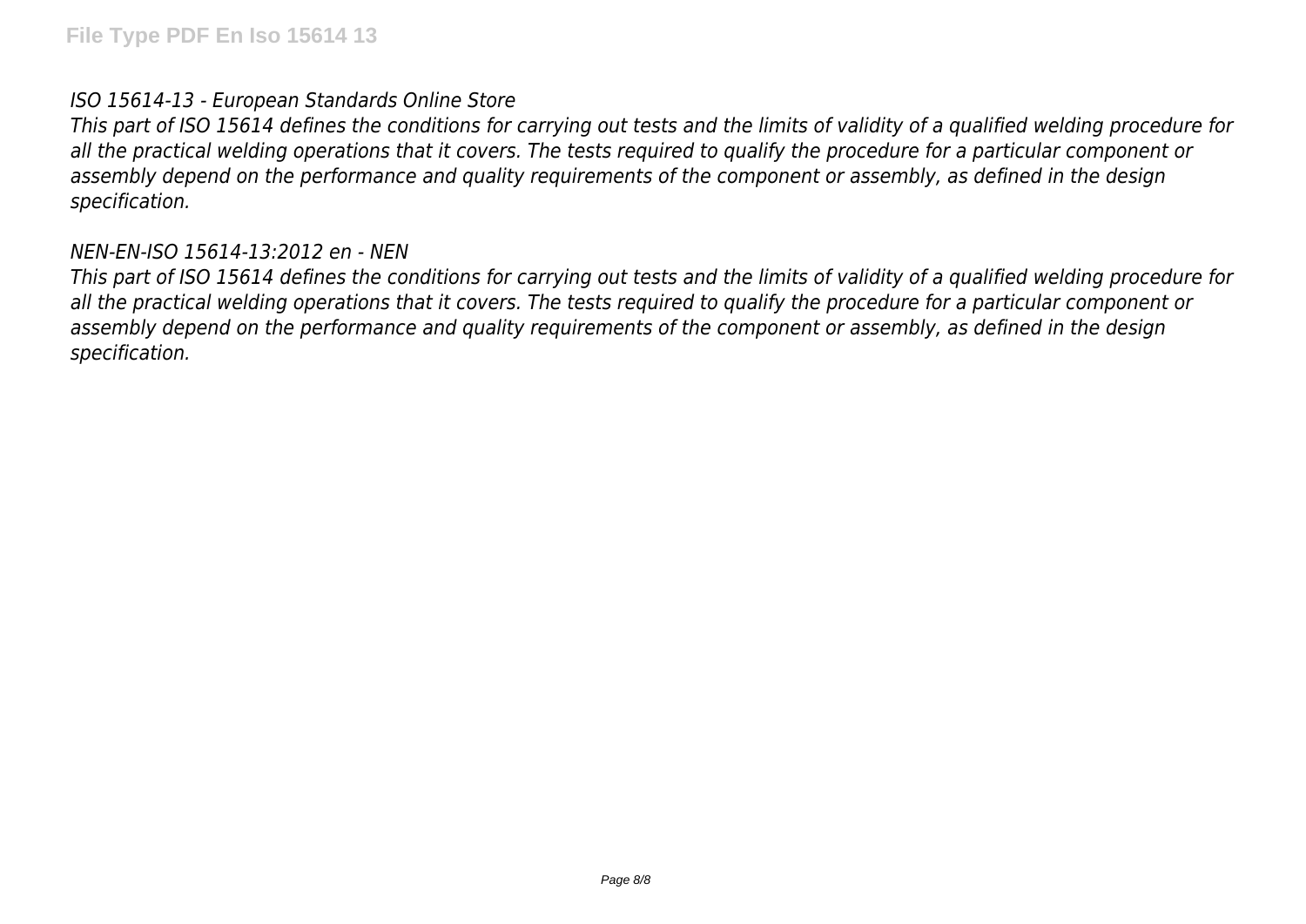*ISO 15614-13 - European Standards Online Store*

*This part of ISO 15614 defines the conditions for carrying out tests and the limits of validity of a qualified welding procedure for all the practical welding operations that it covers. The tests required to qualify the procedure for a particular component or assembly depend on the performance and quality requirements of the component or assembly, as defined in the design specification.*

*NEN-EN-ISO 15614-13:2012 en - NEN*

*This part of ISO 15614 defines the conditions for carrying out tests and the limits of validity of a qualified welding procedure for all the practical welding operations that it covers. The tests required to qualify the procedure for a particular component or assembly depend on the performance and quality requirements of the component or assembly, as defined in the design specification.*